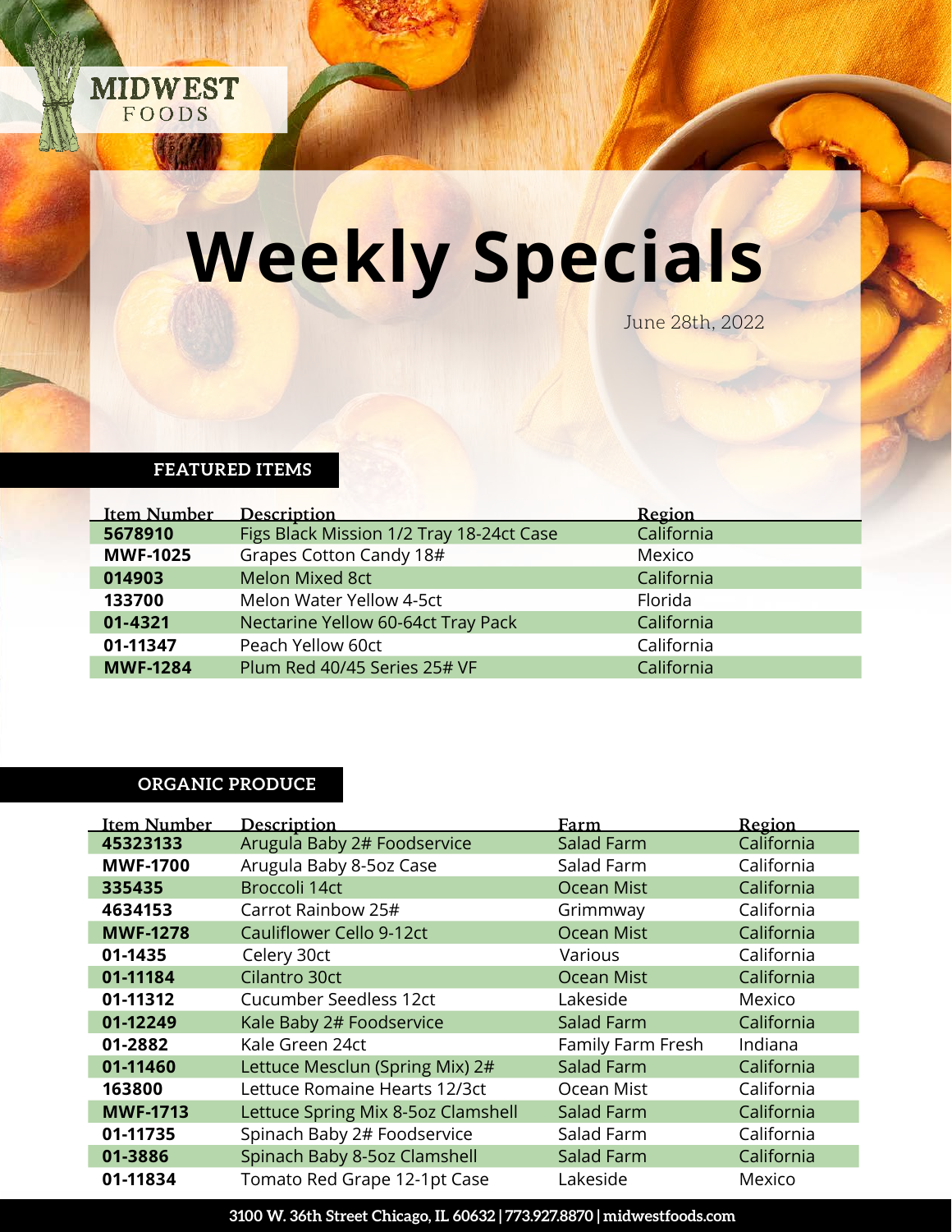MIDWEST FOODS

# Weekly Specials

June 28th, 2022

## FEATURED ITEMS

| Item Number | Description | Region |
|---|---|---|
| **5678910** | Figs Black Mission 1/2 Tray 18-24ct Case | California |
| **MWF-1025** | Grapes Cotton Candy 18# | Mexico |
| **014903** | Melon Mixed 8ct | California |
| **133700** | Melon Water Yellow 4-5ct | Florida |
| **01-4321** | Nectarine Yellow 60-64ct Tray Pack | California |
| **01-11347** | Peach Yellow 60ct | California |
| **MWF-1284** | Plum Red 40/45 Series 25# VF | California |

## ORGANIC PRODUCE

| Item Number | Description | Farm | Region |
|---|---|---|---|
| **45323133** | Arugula Baby 2# Foodservice | Salad Farm | California |
| **MWF-1700** | Arugula Baby 8-5oz Case | Salad Farm | California |
| **335435** | Broccoli 14ct | Ocean Mist | California |
| **4634153** | Carrot Rainbow 25# | Grimmway | California |
| **MWF-1278** | Cauliflower Cello 9-12ct | Ocean Mist | California |
| **01-1435** | Celery 30ct | Various | California |
| **01-11184** | Cilantro 30ct | Ocean Mist | California |
| **01-11312** | Cucumber Seedless 12ct | Lakeside | Mexico |
| **01-12249** | Kale Baby 2# Foodservice | Salad Farm | California |
| **01-2882** | Kale Green 24ct | Family Farm Fresh | Indiana |
| **01-11460** | Lettuce Mesclun (Spring Mix) 2# | Salad Farm | California |
| **163800** | Lettuce Romaine Hearts 12/3ct | Ocean Mist | California |
| **MWF-1713** | Lettuce Spring Mix 8-5oz Clamshell | Salad Farm | California |
| **01-11735** | Spinach Baby 2# Foodservice | Salad Farm | California |
| **01-3886** | Spinach Baby 8-5oz Clamshell | Salad Farm | California |
| **01-11834** | Tomato Red Grape 12-1pt Case | Lakeside | Mexico |

3100 W. 36th Street Chicago, IL 60632 | 773.927.8870 | midwestfoods.com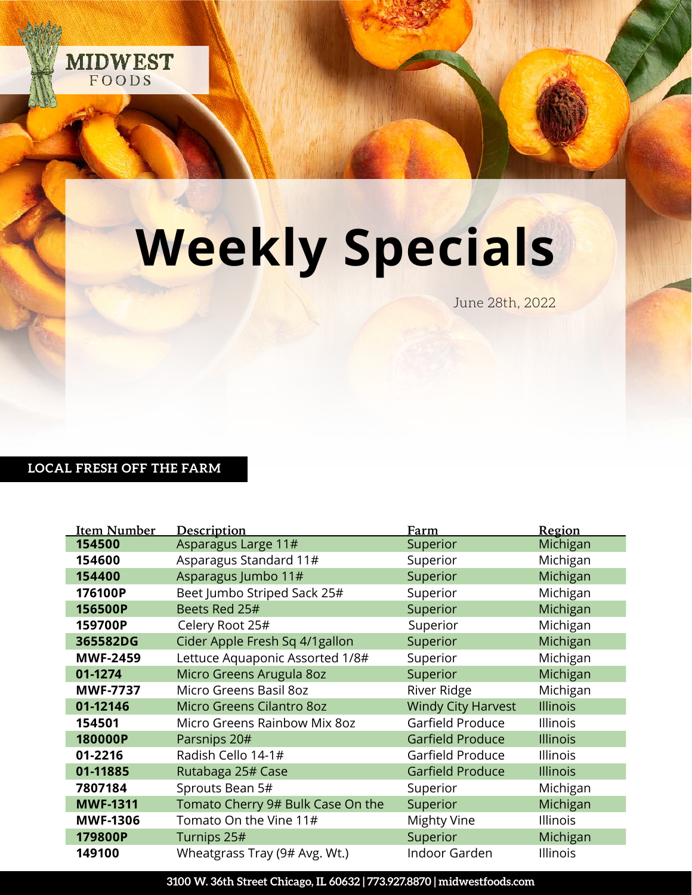MIDWEST FOODS

# Weekly Specials

June 28th, 2022

## LOCAL FRESH OFF THE FARM

| Item Number | Description | Farm | Region |
|---|---|---|---|
| **154500** | Asparagus Large 11# | Superior | Michigan |
| **154600** | Asparagus Standard 11# | Superior | Michigan |
| **154400** | Asparagus Jumbo 11# | Superior | Michigan |
| **176100P** | Beet Jumbo Striped Sack 25# | Superior | Michigan |
| **156500P** | Beets Red 25# | Superior | Michigan |
| **159700P** | Celery Root 25# | Superior | Michigan |
| **365582DG** | Cider Apple Fresh Sq 4/1gallon | Superior | Michigan |
| **MWF-2459** | Lettuce Aquaponic Assorted 1/8# | Superior | Michigan |
| **01-1274** | Micro Greens Arugula 8oz | Superior | Michigan |
| **MWF-7737** | Micro Greens Basil 8oz | River Ridge | Michigan |
| **01-12146** | Micro Greens Cilantro 8oz | Windy City Harvest | Illinois |
| **154501** | Micro Greens Rainbow Mix 8oz | Garfield Produce | Illinois |
| **180000P** | Parsnips 20# | Garfield Produce | Illinois |
| **01-2216** | Radish Cello 14-1# | Garfield Produce | Illinois |
| **01-11885** | Rutabaga 25# Case | Garfield Produce | Illinois |
| **7807184** | Sprouts Bean 5# | Superior | Michigan |
| **MWF-1311** | Tomato Cherry 9# Bulk Case On the | Superior | Michigan |
| **MWF-1306** | Tomato On the Vine 11# | Mighty Vine | Illinois |
| **179800P** | Turnips 25# | Superior | Michigan |
| **149100** | Wheatgrass Tray (9# Avg. Wt.) | Indoor Garden | Illinois |

3100 W. 36th Street Chicago, IL 60632 | 773.927.8870 | midwestfoods.com